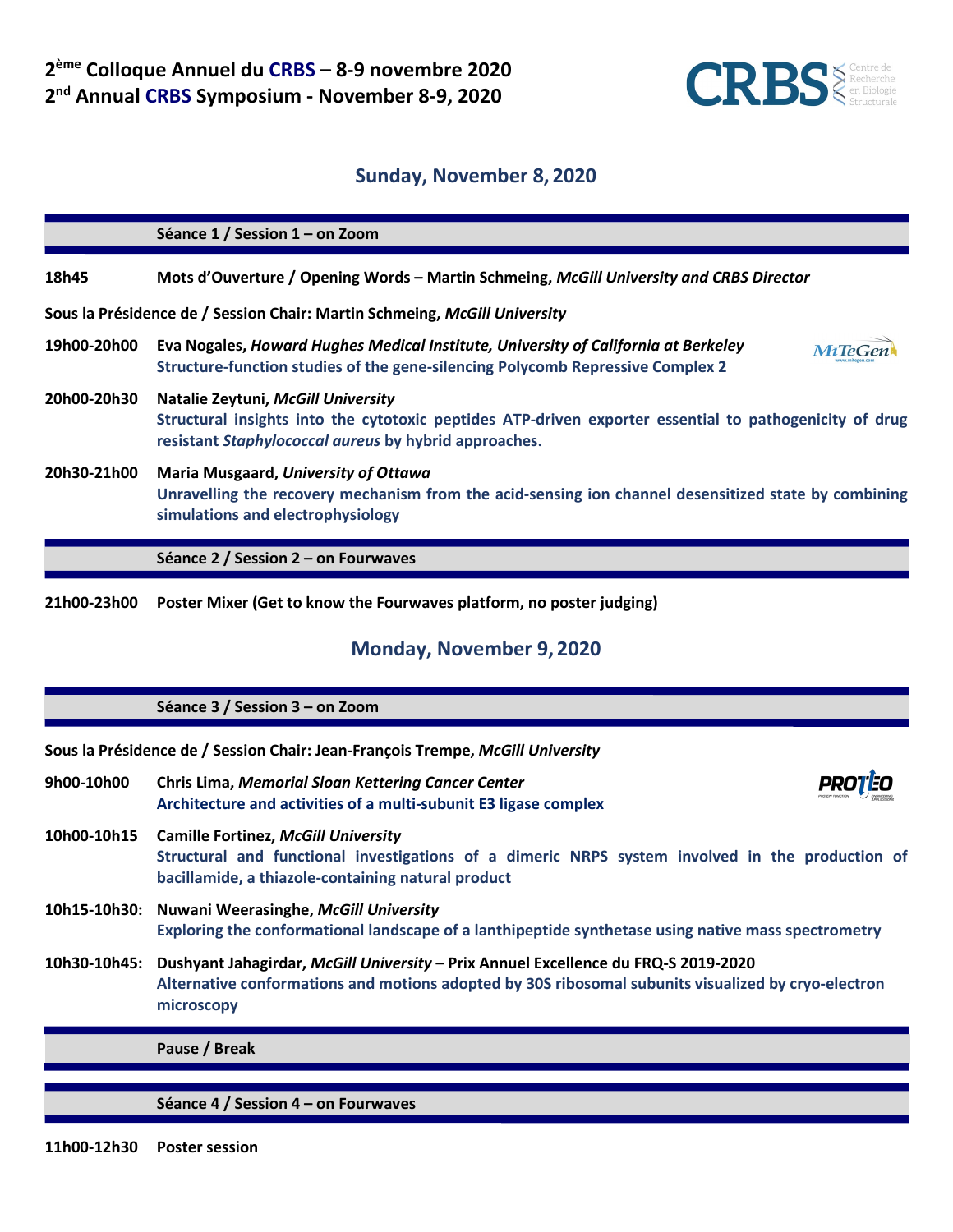# 2ème Colloque Annuel du CRBS – 8-9 novembre 2020
# 2nd Annual CRBS Symposium - November 8-9, 2020

## Sunday, November 8, 2020

### Séance 1 / Session 1 – on Zoom

**18h45** **Mots d'Ouverture / Opening Words – Martin Schmeing, *McGill University and CRBS Director***

**Sous la Présidence de / Session Chair: Martin Schmeing, *McGill University***

**19h00-20h00** **Eva Nogales, *Howard Hughes Medical Institute, University of California at Berkeley***
**Structure-function studies of the gene-silencing Polycomb Repressive Complex 2**

**20h00-20h30** **Natalie Zeytuni, *McGill University***
**Structural insights into the cytotoxic peptides ATP-driven exporter essential to pathogenicity of drug resistant *Staphylococcal aureus* by hybrid approaches.**

**20h30-21h00** **Maria Musgaard, *University of Ottawa***
**Unravelling the recovery mechanism from the acid-sensing ion channel desensitized state by combining simulations and electrophysiology**

### Séance 2 / Session 2 – on Fourwaves

**21h00-23h00** **Poster Mixer (Get to know the Fourwaves platform, no poster judging)**

## Monday, November 9, 2020

### Séance 3 / Session 3 – on Zoom

**Sous la Présidence de / Session Chair: Jean-François Trempe, *McGill University***

**9h00-10h00** **Chris Lima, *Memorial Sloan Kettering Cancer Center***
**Architecture and activities of a multi-subunit E3 ligase complex**

**10h00-10h15** **Camille Fortinez, *McGill University***
**Structural and functional investigations of a dimeric NRPS system involved in the production of bacillamide, a thiazole-containing natural product**

**10h15-10h30:** **Nuwani Weerasinghe, *McGill University***
**Exploring the conformational landscape of a lanthipeptide synthetase using native mass spectrometry**

**10h30-10h45:** **Dushyant Jahagirdar, *McGill University* – Prix Annuel Excellence du FRQ-S 2019-2020**
**Alternative conformations and motions adopted by 30S ribosomal subunits visualized by cryo-electron microscopy**

### Pause / Break

### Séance 4 / Session 4 – on Fourwaves

**11h00-12h30** **Poster session**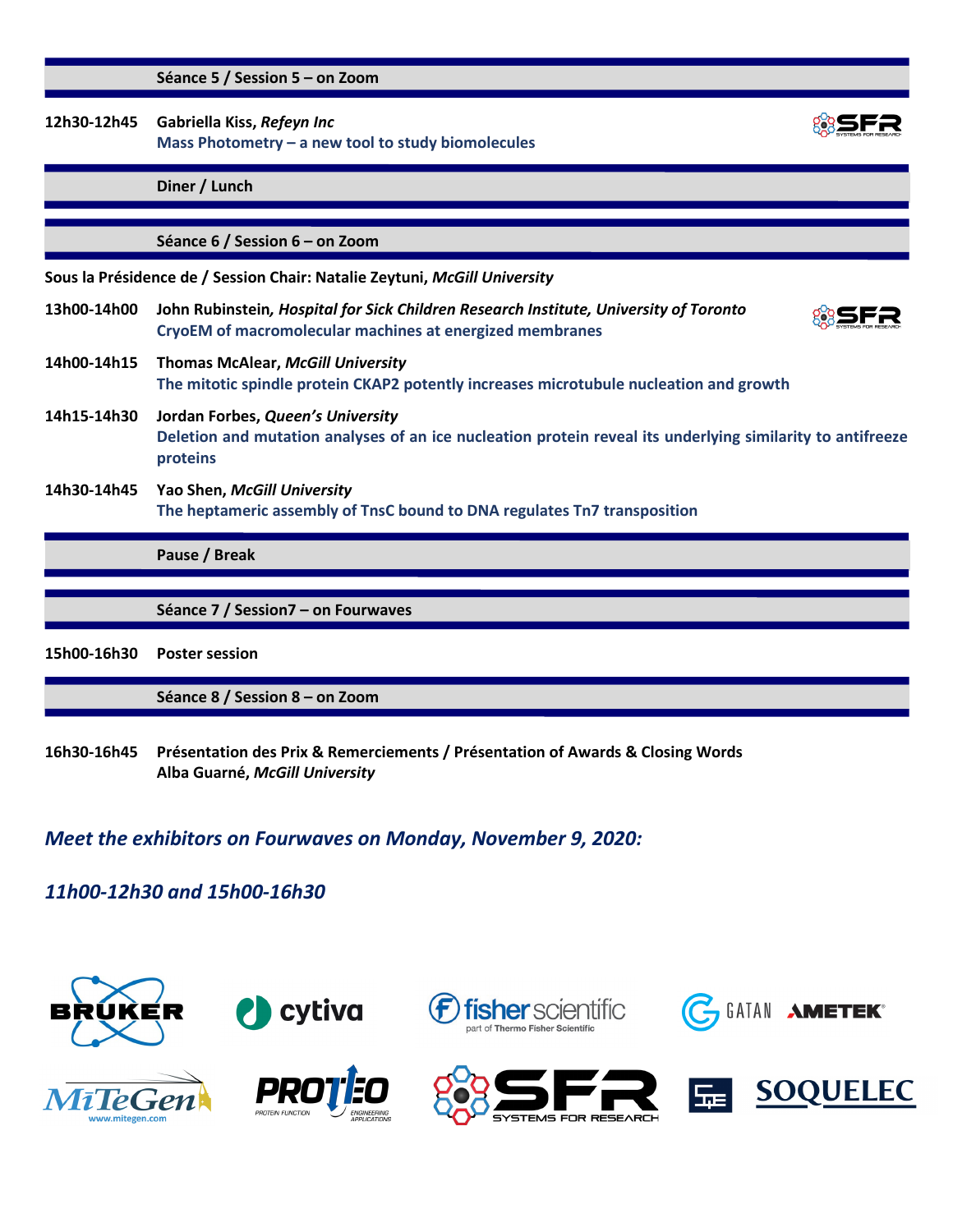## Séance 5 / Session 5 – on Zoom

**12h30-12h45** **Gabriella Kiss**, ***Refeyn Inc***
**Mass Photometry – a new tool to study biomolecules**

## Diner / Lunch

## Séance 6 / Session 6 – on Zoom

**Sous la Présidence de / Session Chair: Natalie Zeytuni, *McGill University***

**13h00-14h00** **John Rubinstein**, ***Hospital for Sick Children Research Institute, University of Toronto***
**CryoEM of macromolecular machines at energized membranes**

**14h00-14h15** **Thomas McAlear**, ***McGill University***
**The mitotic spindle protein CKAP2 potently increases microtubule nucleation and growth**

**14h15-14h30** **Jordan Forbes**, ***Queen's University***
**Deletion and mutation analyses of an ice nucleation protein reveal its underlying similarity to antifreeze proteins**

**14h30-14h45** **Yao Shen**, ***McGill University***
**The heptameric assembly of TnsC bound to DNA regulates Tn7 transposition**

## Pause / Break

## Séance 7 / Session7 – on Fourwaves

**15h00-16h30** **Poster session**

## Séance 8 / Session 8 – on Zoom

**16h30-16h45** **Présentation des Prix & Remerciements / Présentation of Awards & Closing Words**
**Alba Guarné**, ***McGill University***

***Meet the exhibitors on Fourwaves on Monday, November 9, 2020:***

***11h00-12h30 and 15h00-16h30***

BRUKER · cytiva · fisher scientific (part of Thermo Fisher Scientific) · GATAN · AMETEK · MiTeGen (www.mitegen.com) · PROTEO (PROTEIN FUNCTION · ENGINEERING APPLICATIONS) · SFR SYSTEMS FOR RESEARCH · SOQUELEC